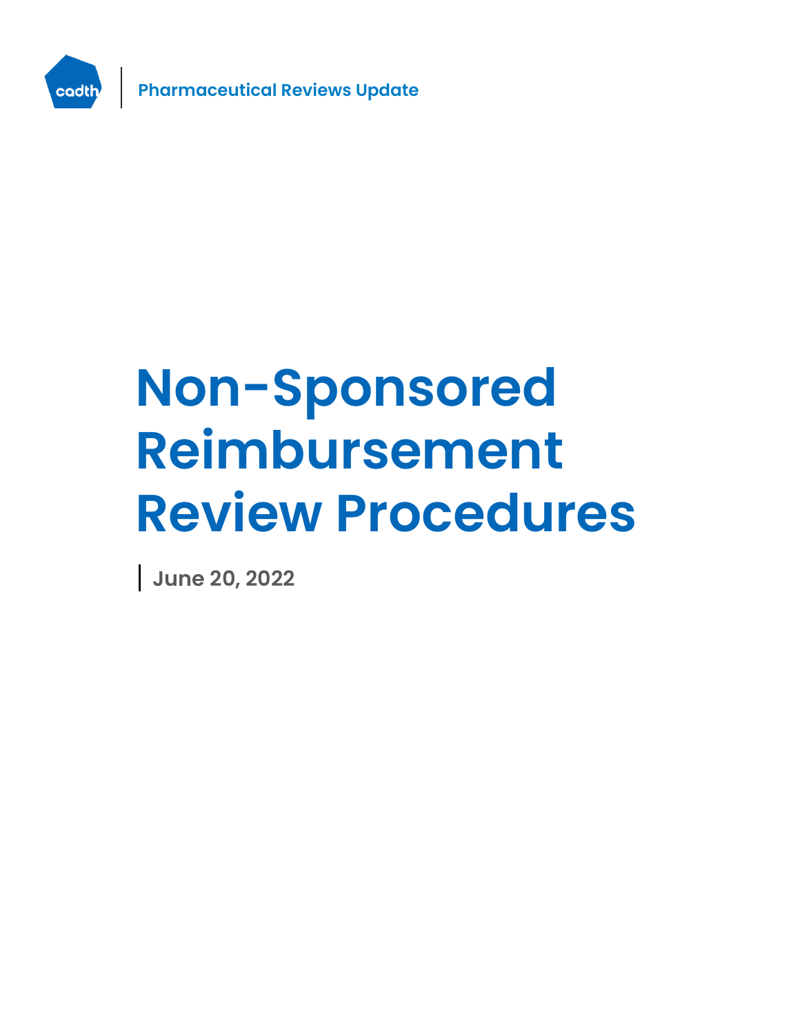Pharmaceutical Reviews Update

# Non-Sponsored Reimbursement Review Procedures

June 20, 2022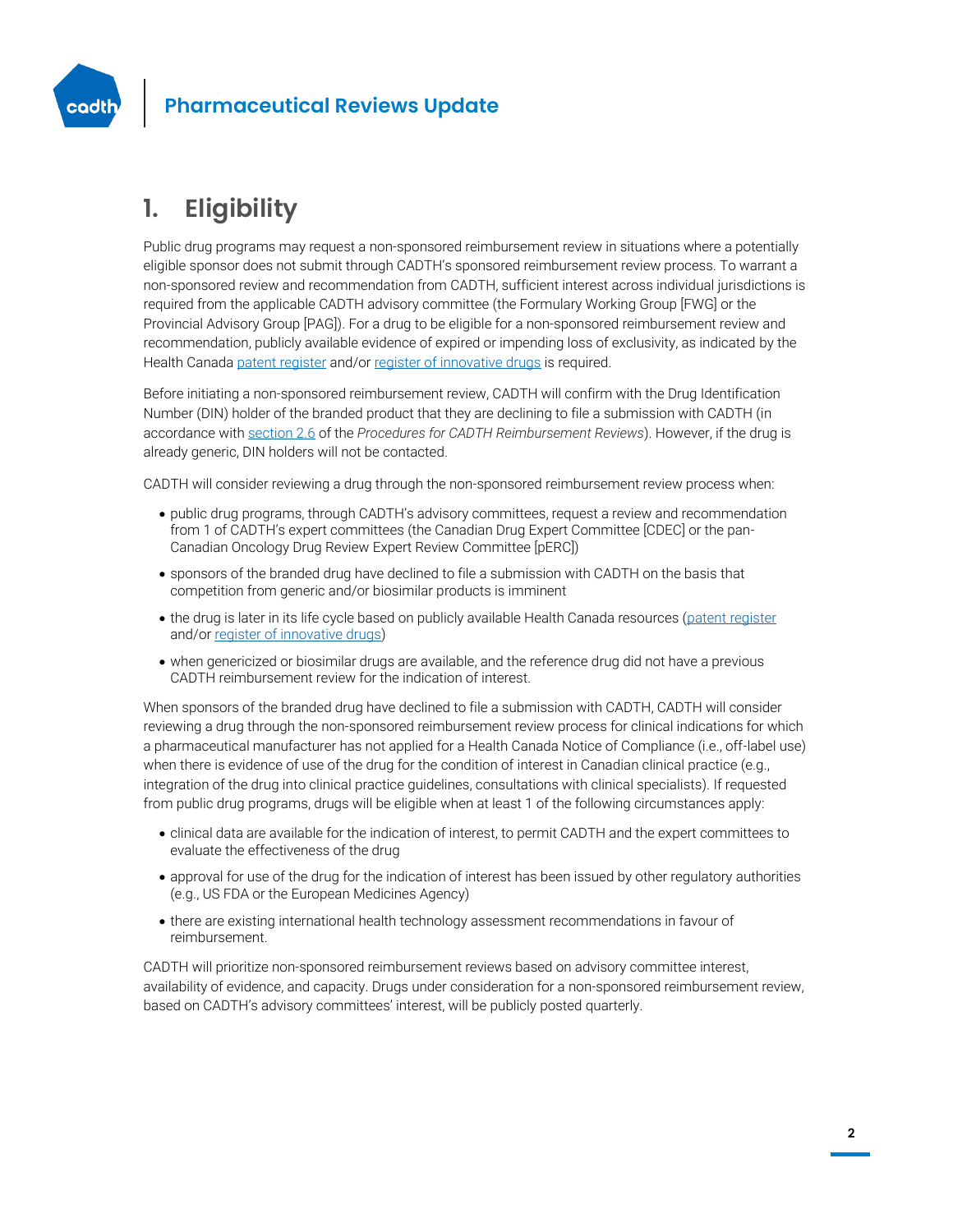# 1. Eligibility

Public drug programs may request a non-sponsored reimbursement review in situations where a potentially eligible sponsor does not submit through CADTH's sponsored reimbursement review process. To warrant a non-sponsored review and recommendation from CADTH, sufficient interest across individual jurisdictions is required from the applicable CADTH advisory committee (the Formulary Working Group [FWG] or the Provincial Advisory Group [PAG]). For a drug to be eligible for a non-sponsored reimbursement review and recommendation, publicly available evidence of expired or impending loss of exclusivity, as indicated by the Health Canada patent register and/or register of innovative drugs is required.

Before initiating a non-sponsored reimbursement review, CADTH will confirm with the Drug Identification Number (DIN) holder of the branded product that they are declining to file a submission with CADTH (in accordance with section 2.6 of the *Procedures for CADTH Reimbursement Reviews*). However, if the drug is already generic, DIN holders will not be contacted.

CADTH will consider reviewing a drug through the non-sponsored reimbursement review process when:

- public drug programs, through CADTH's advisory committees, request a review and recommendation from 1 of CADTH's expert committees (the Canadian Drug Expert Committee [CDEC] or the pan-Canadian Oncology Drug Review Expert Review Committee [pERC])
- sponsors of the branded drug have declined to file a submission with CADTH on the basis that competition from generic and/or biosimilar products is imminent
- the drug is later in its life cycle based on publicly available Health Canada resources (patent register and/or register of innovative drugs)
- when genericized or biosimilar drugs are available, and the reference drug did not have a previous CADTH reimbursement review for the indication of interest.

When sponsors of the branded drug have declined to file a submission with CADTH, CADTH will consider reviewing a drug through the non-sponsored reimbursement review process for clinical indications for which a pharmaceutical manufacturer has not applied for a Health Canada Notice of Compliance (i.e., off-label use) when there is evidence of use of the drug for the condition of interest in Canadian clinical practice (e.g., integration of the drug into clinical practice guidelines, consultations with clinical specialists). If requested from public drug programs, drugs will be eligible when at least 1 of the following circumstances apply:

- clinical data are available for the indication of interest, to permit CADTH and the expert committees to evaluate the effectiveness of the drug
- approval for use of the drug for the indication of interest has been issued by other regulatory authorities (e.g., US FDA or the European Medicines Agency)
- there are existing international health technology assessment recommendations in favour of reimbursement.

CADTH will prioritize non-sponsored reimbursement reviews based on advisory committee interest, availability of evidence, and capacity. Drugs under consideration for a non-sponsored reimbursement review, based on CADTH's advisory committees' interest, will be publicly posted quarterly.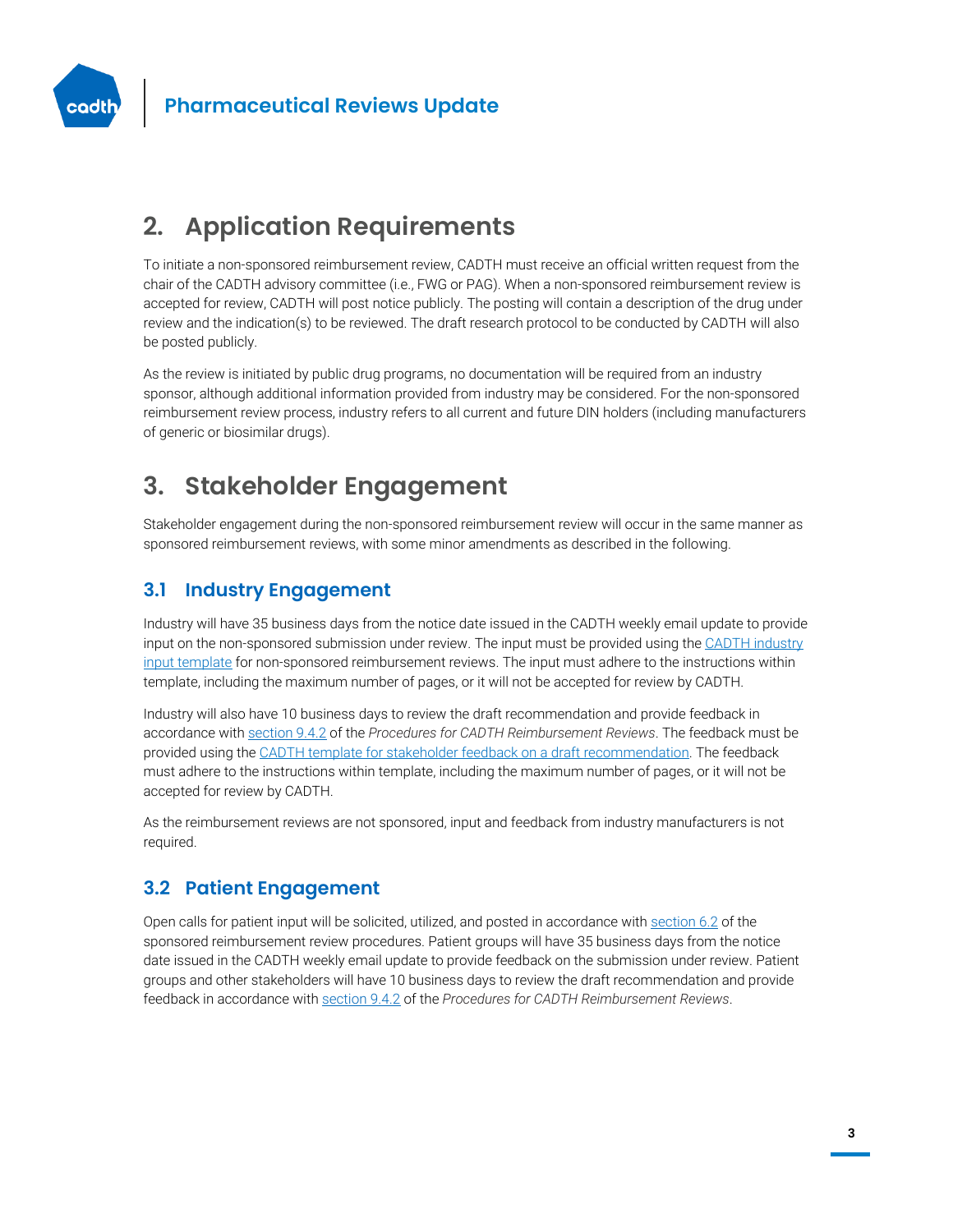## 2. Application Requirements

To initiate a non-sponsored reimbursement review, CADTH must receive an official written request from the chair of the CADTH advisory committee (i.e., FWG or PAG). When a non-sponsored reimbursement review is accepted for review, CADTH will post notice publicly. The posting will contain a description of the drug under review and the indication(s) to be reviewed. The draft research protocol to be conducted by CADTH will also be posted publicly.

As the review is initiated by public drug programs, no documentation will be required from an industry sponsor, although additional information provided from industry may be considered. For the non-sponsored reimbursement review process, industry refers to all current and future DIN holders (including manufacturers of generic or biosimilar drugs).

## 3. Stakeholder Engagement

Stakeholder engagement during the non-sponsored reimbursement review will occur in the same manner as sponsored reimbursement reviews, with some minor amendments as described in the following.

### 3.1 Industry Engagement

Industry will have 35 business days from the notice date issued in the CADTH weekly email update to provide input on the non-sponsored submission under review. The input must be provided using the CADTH industry input template for non-sponsored reimbursement reviews. The input must adhere to the instructions within template, including the maximum number of pages, or it will not be accepted for review by CADTH.

Industry will also have 10 business days to review the draft recommendation and provide feedback in accordance with section 9.4.2 of the *Procedures for CADTH Reimbursement Reviews*. The feedback must be provided using the CADTH template for stakeholder feedback on a draft recommendation. The feedback must adhere to the instructions within template, including the maximum number of pages, or it will not be accepted for review by CADTH.

As the reimbursement reviews are not sponsored, input and feedback from industry manufacturers is not required.

### 3.2 Patient Engagement

Open calls for patient input will be solicited, utilized, and posted in accordance with section 6.2 of the sponsored reimbursement review procedures. Patient groups will have 35 business days from the notice date issued in the CADTH weekly email update to provide feedback on the submission under review. Patient groups and other stakeholders will have 10 business days to review the draft recommendation and provide feedback in accordance with section 9.4.2 of the *Procedures for CADTH Reimbursement Reviews*.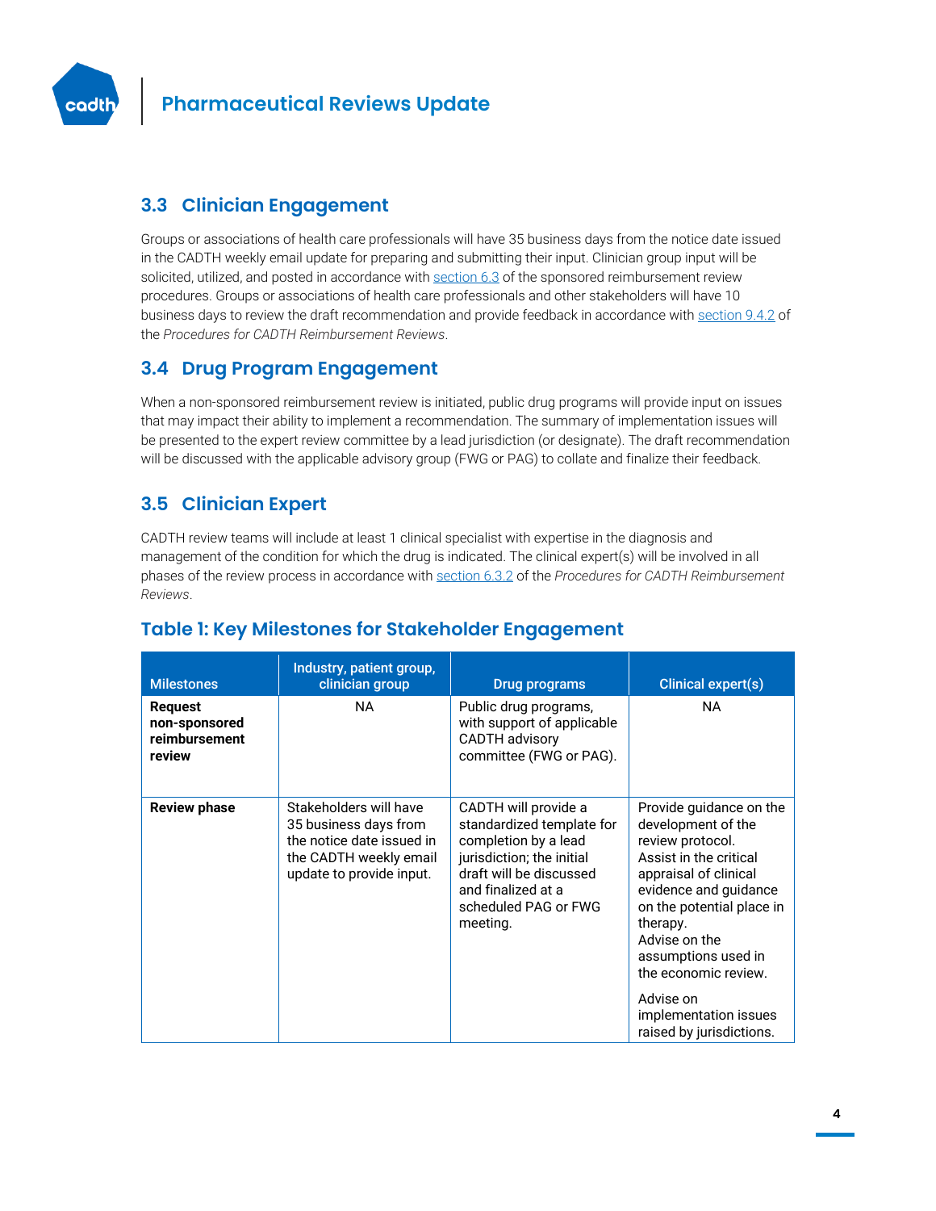## 3.3 Clinician Engagement

Groups or associations of health care professionals will have 35 business days from the notice date issued in the CADTH weekly email update for preparing and submitting their input. Clinician group input will be solicited, utilized, and posted in accordance with section 6.3 of the sponsored reimbursement review procedures. Groups or associations of health care professionals and other stakeholders will have 10 business days to review the draft recommendation and provide feedback in accordance with section 9.4.2 of the *Procedures for CADTH Reimbursement Reviews*.

## 3.4 Drug Program Engagement

When a non-sponsored reimbursement review is initiated, public drug programs will provide input on issues that may impact their ability to implement a recommendation. The summary of implementation issues will be presented to the expert review committee by a lead jurisdiction (or designate). The draft recommendation will be discussed with the applicable advisory group (FWG or PAG) to collate and finalize their feedback.

## 3.5 Clinician Expert

CADTH review teams will include at least 1 clinical specialist with expertise in the diagnosis and management of the condition for which the drug is indicated. The clinical expert(s) will be involved in all phases of the review process in accordance with section 6.3.2 of the *Procedures for CADTH Reimbursement Reviews*.

## Table 1: Key Milestones for Stakeholder Engagement

| Milestones | Industry, patient group, clinician group | Drug programs | Clinical expert(s) |
|---|---|---|---|
| **Request non-sponsored reimbursement review** | NA | Public drug programs, with support of applicable CADTH advisory committee (FWG or PAG). | NA |
| **Review phase** | Stakeholders will have 35 business days from the notice date issued in the CADTH weekly email update to provide input. | CADTH will provide a standardized template for completion by a lead jurisdiction; the initial draft will be discussed and finalized at a scheduled PAG or FWG meeting. | Provide guidance on the development of the review protocol. Assist in the critical appraisal of clinical evidence and guidance on the potential place in therapy. Advise on the assumptions used in the economic review.<br><br>Advise on implementation issues raised by jurisdictions. |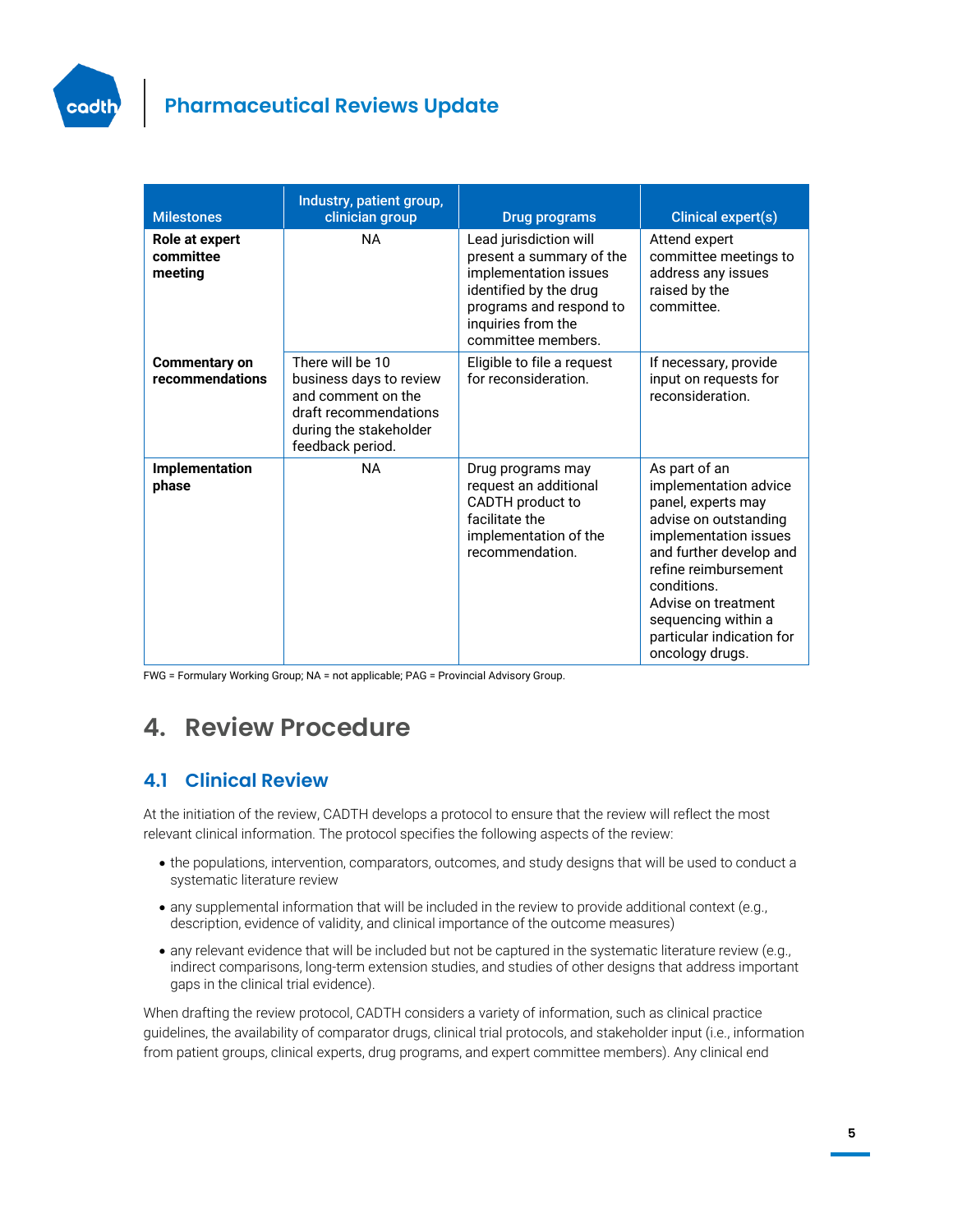| Milestones | Industry, patient group, clinician group | Drug programs | Clinical expert(s) |
|---|---|---|---|
| **Role at expert committee meeting** | NA | Lead jurisdiction will present a summary of the implementation issues identified by the drug programs and respond to inquiries from the committee members. | Attend expert committee meetings to address any issues raised by the committee. |
| **Commentary on recommendations** | There will be 10 business days to review and comment on the draft recommendations during the stakeholder feedback period. | Eligible to file a request for reconsideration. | If necessary, provide input on requests for reconsideration. |
| **Implementation phase** | NA | Drug programs may request an additional CADTH product to facilitate the implementation of the recommendation. | As part of an implementation advice panel, experts may advise on outstanding implementation issues and further develop and refine reimbursement conditions. Advise on treatment sequencing within a particular indication for oncology drugs. |

FWG = Formulary Working Group; NA = not applicable; PAG = Provincial Advisory Group.

# 4. Review Procedure

## 4.1 Clinical Review

At the initiation of the review, CADTH develops a protocol to ensure that the review will reflect the most relevant clinical information. The protocol specifies the following aspects of the review:

- the populations, intervention, comparators, outcomes, and study designs that will be used to conduct a systematic literature review
- any supplemental information that will be included in the review to provide additional context (e.g., description, evidence of validity, and clinical importance of the outcome measures)
- any relevant evidence that will be included but not be captured in the systematic literature review (e.g., indirect comparisons, long-term extension studies, and studies of other designs that address important gaps in the clinical trial evidence).

When drafting the review protocol, CADTH considers a variety of information, such as clinical practice guidelines, the availability of comparator drugs, clinical trial protocols, and stakeholder input (i.e., information from patient groups, clinical experts, drug programs, and expert committee members). Any clinical end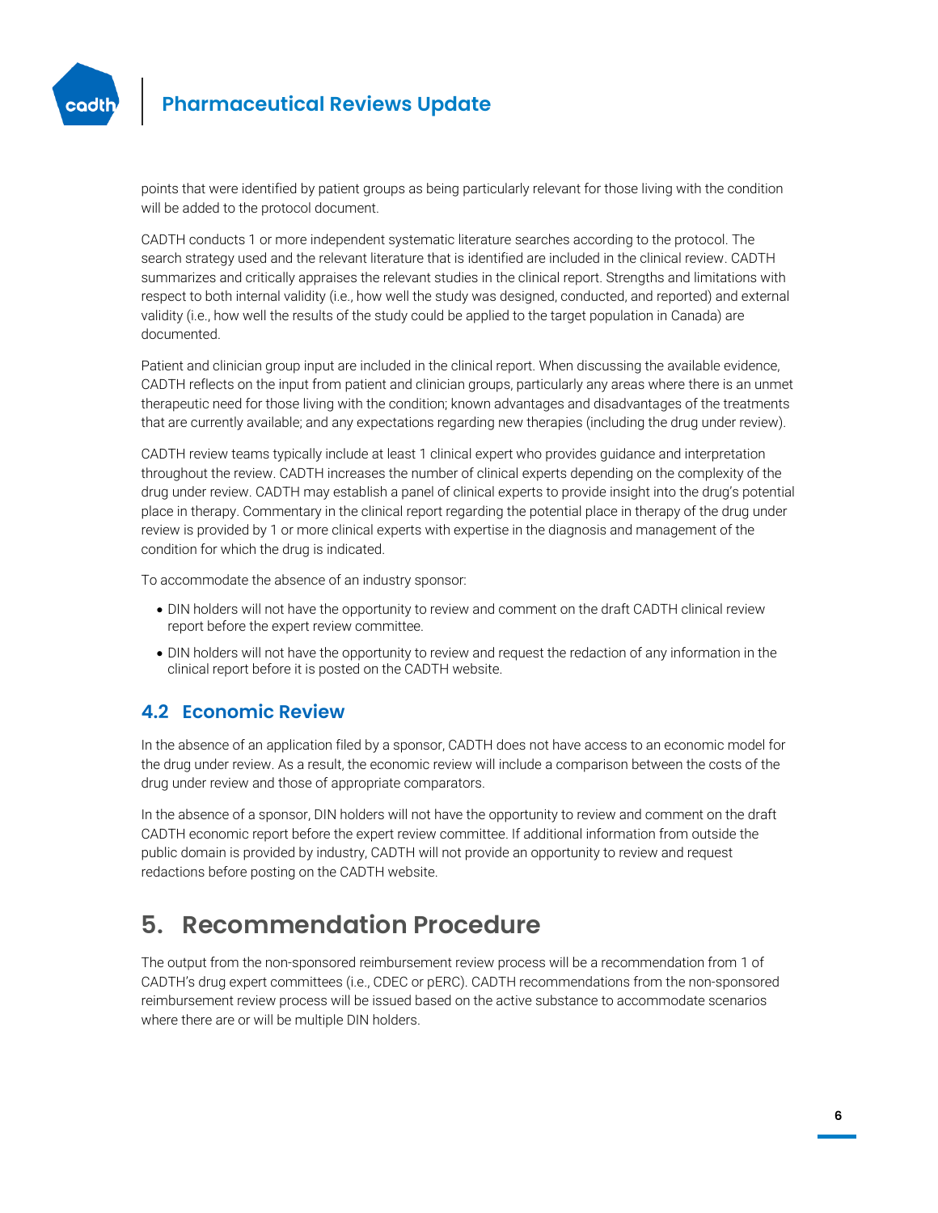points that were identified by patient groups as being particularly relevant for those living with the condition will be added to the protocol document.

CADTH conducts 1 or more independent systematic literature searches according to the protocol. The search strategy used and the relevant literature that is identified are included in the clinical review. CADTH summarizes and critically appraises the relevant studies in the clinical report. Strengths and limitations with respect to both internal validity (i.e., how well the study was designed, conducted, and reported) and external validity (i.e., how well the results of the study could be applied to the target population in Canada) are documented.

Patient and clinician group input are included in the clinical report. When discussing the available evidence, CADTH reflects on the input from patient and clinician groups, particularly any areas where there is an unmet therapeutic need for those living with the condition; known advantages and disadvantages of the treatments that are currently available; and any expectations regarding new therapies (including the drug under review).

CADTH review teams typically include at least 1 clinical expert who provides guidance and interpretation throughout the review. CADTH increases the number of clinical experts depending on the complexity of the drug under review. CADTH may establish a panel of clinical experts to provide insight into the drug's potential place in therapy. Commentary in the clinical report regarding the potential place in therapy of the drug under review is provided by 1 or more clinical experts with expertise in the diagnosis and management of the condition for which the drug is indicated.

To accommodate the absence of an industry sponsor:

- DIN holders will not have the opportunity to review and comment on the draft CADTH clinical review report before the expert review committee.
- DIN holders will not have the opportunity to review and request the redaction of any information in the clinical report before it is posted on the CADTH website.

### 4.2 Economic Review

In the absence of an application filed by a sponsor, CADTH does not have access to an economic model for the drug under review. As a result, the economic review will include a comparison between the costs of the drug under review and those of appropriate comparators.

In the absence of a sponsor, DIN holders will not have the opportunity to review and comment on the draft CADTH economic report before the expert review committee. If additional information from outside the public domain is provided by industry, CADTH will not provide an opportunity to review and request redactions before posting on the CADTH website.

## 5. Recommendation Procedure

The output from the non-sponsored reimbursement review process will be a recommendation from 1 of CADTH's drug expert committees (i.e., CDEC or pERC). CADTH recommendations from the non-sponsored reimbursement review process will be issued based on the active substance to accommodate scenarios where there are or will be multiple DIN holders.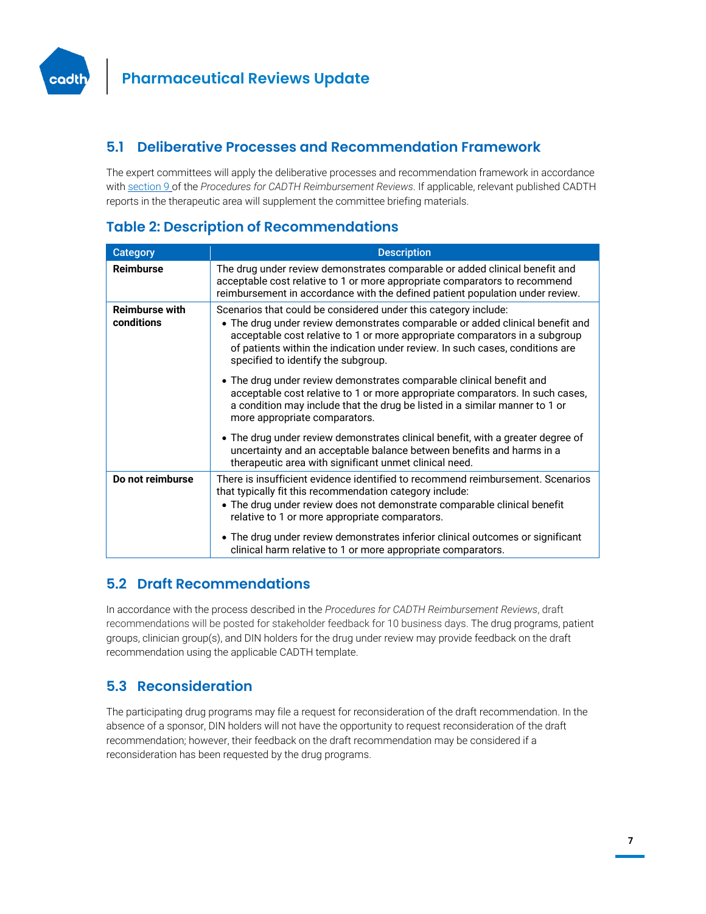## 5.1 Deliberative Processes and Recommendation Framework

The expert committees will apply the deliberative processes and recommendation framework in accordance with section 9 of the *Procedures for CADTH Reimbursement Reviews*. If applicable, relevant published CADTH reports in the therapeutic area will supplement the committee briefing materials.

### Table 2: Description of Recommendations

| Category | Description |
|---|---|
| **Reimburse** | The drug under review demonstrates comparable or added clinical benefit and acceptable cost relative to 1 or more appropriate comparators to recommend reimbursement in accordance with the defined patient population under review. |
| **Reimburse with conditions** | Scenarios that could be considered under this category include:<br>• The drug under review demonstrates comparable or added clinical benefit and acceptable cost relative to 1 or more appropriate comparators in a subgroup of patients within the indication under review. In such cases, conditions are specified to identify the subgroup.<br>• The drug under review demonstrates comparable clinical benefit and acceptable cost relative to 1 or more appropriate comparators. In such cases, a condition may include that the drug be listed in a similar manner to 1 or more appropriate comparators.<br>• The drug under review demonstrates clinical benefit, with a greater degree of uncertainty and an acceptable balance between benefits and harms in a therapeutic area with significant unmet clinical need. |
| **Do not reimburse** | There is insufficient evidence identified to recommend reimbursement. Scenarios that typically fit this recommendation category include:<br>• The drug under review does not demonstrate comparable clinical benefit relative to 1 or more appropriate comparators.<br>• The drug under review demonstrates inferior clinical outcomes or significant clinical harm relative to 1 or more appropriate comparators. |

## 5.2 Draft Recommendations

In accordance with the process described in the *Procedures for CADTH Reimbursement Reviews*, draft recommendations will be posted for stakeholder feedback for 10 business days. The drug programs, patient groups, clinician group(s), and DIN holders for the drug under review may provide feedback on the draft recommendation using the applicable CADTH template.

## 5.3 Reconsideration

The participating drug programs may file a request for reconsideration of the draft recommendation. In the absence of a sponsor, DIN holders will not have the opportunity to request reconsideration of the draft recommendation; however, their feedback on the draft recommendation may be considered if a reconsideration has been requested by the drug programs.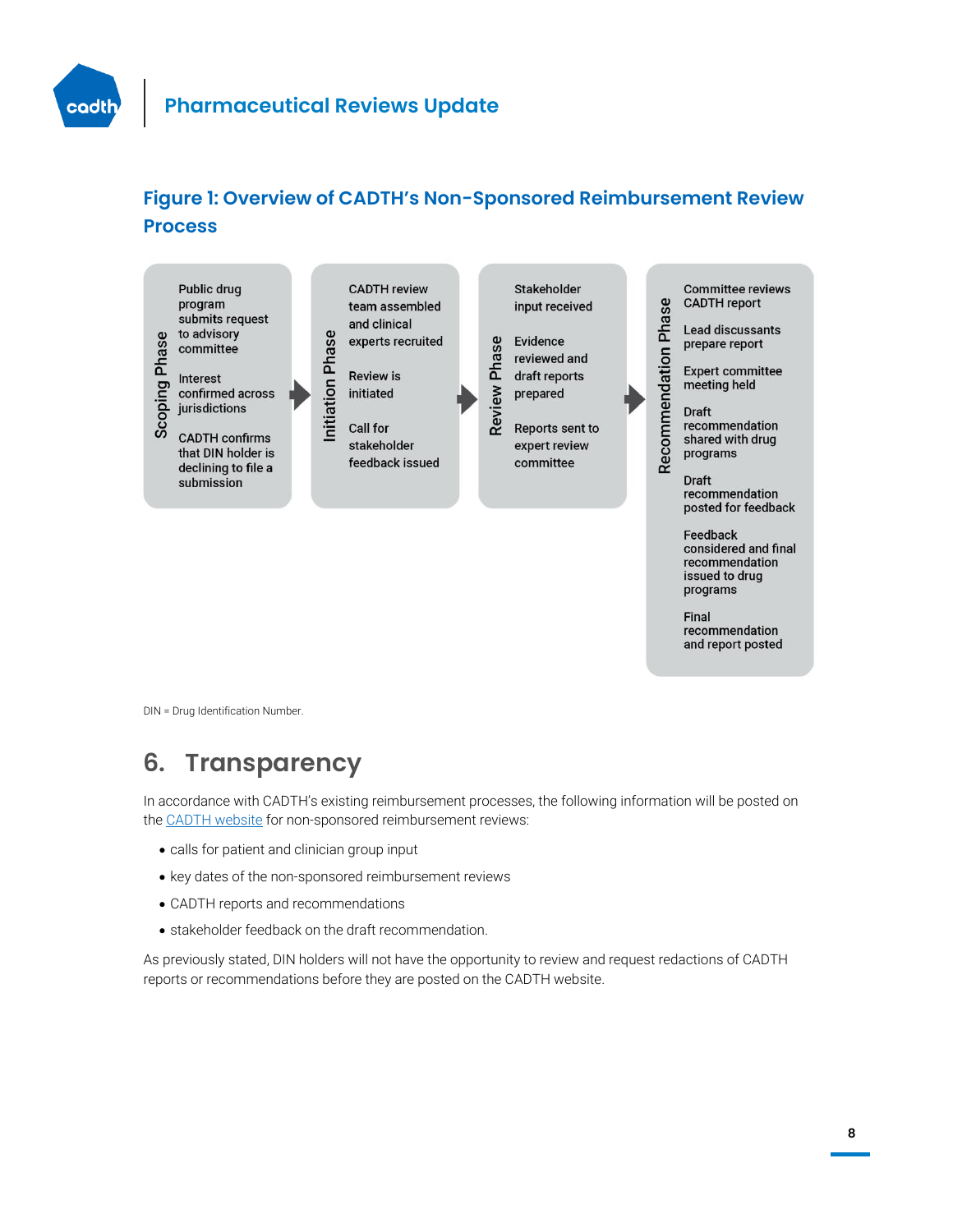## Figure 1: Overview of CADTH's Non-Sponsored Reimbursement Review Process

Scoping Phase

Public drug program submits request to advisory committee

Interest confirmed across jurisdictions

CADTH confirms that DIN holder is declining to file a submission

Initiation Phase

CADTH review team assembled and clinical experts recruited

Review is initiated

Call for stakeholder feedback issued

Review Phase

Stakeholder input received

Evidence reviewed and draft reports prepared

Reports sent to expert review committee

Recommendation Phase

Committee reviews CADTH report

Lead discussants prepare report

Expert committee meeting held

Draft recommendation shared with drug programs

Draft recommendation posted for feedback

Feedback considered and final recommendation issued to drug programs

Final recommendation and report posted

DIN = Drug Identification Number.

# 6. Transparency

In accordance with CADTH's existing reimbursement processes, the following information will be posted on the CADTH website for non-sponsored reimbursement reviews:

- calls for patient and clinician group input
- key dates of the non-sponsored reimbursement reviews
- CADTH reports and recommendations
- stakeholder feedback on the draft recommendation.

As previously stated, DIN holders will not have the opportunity to review and request redactions of CADTH reports or recommendations before they are posted on the CADTH website.